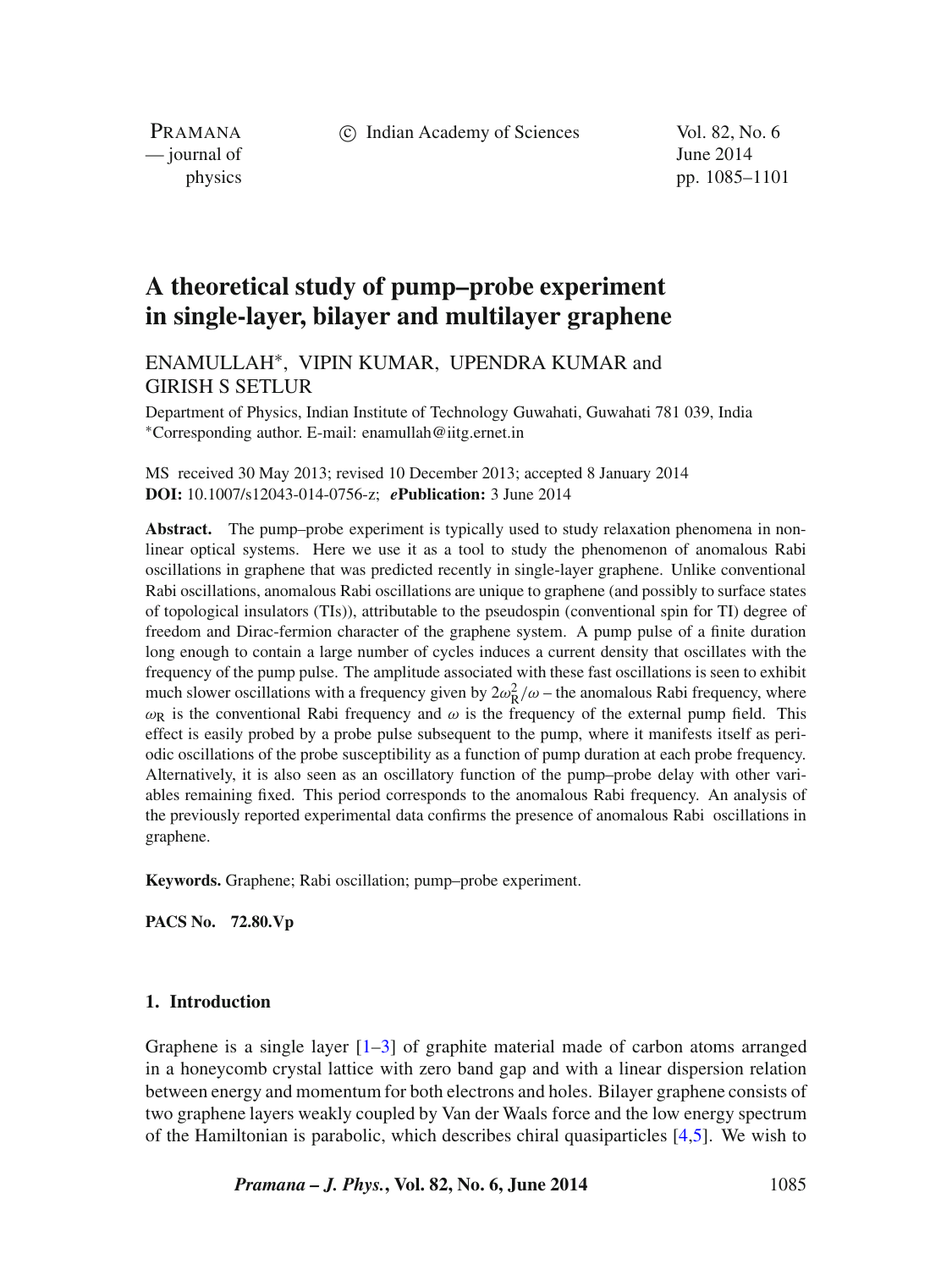# A theoretical study of pump–probe experiment in single-layer, bilayer and multilayer graphene

ENAMULLAH*, VIPIN KUMAR, UPENDRA KUMAR and GIRISH S SETLUR

Department of Physics, Indian Institute of Technology Guwahati, Guwahati 781 039, India
*Corresponding author. E-mail: enamullah@iitg.ernet.in

MS received 30 May 2013; revised 10 December 2013; accepted 8 January 2014
**DOI:** 10.1007/s12043-014-0756-z; ***e*Publication:** 3 June 2014

**Abstract.** The pump–probe experiment is typically used to study relaxation phenomena in nonlinear optical systems. Here we use it as a tool to study the phenomenon of anomalous Rabi oscillations in graphene that was predicted recently in single-layer graphene. Unlike conventional Rabi oscillations, anomalous Rabi oscillations are unique to graphene (and possibly to surface states of topological insulators (TIs)), attributable to the pseudospin (conventional spin for TI) degree of freedom and Dirac-fermion character of the graphene system. A pump pulse of a finite duration long enough to contain a large number of cycles induces a current density that oscillates with the frequency of the pump pulse. The amplitude associated with these fast oscillations is seen to exhibit much slower oscillations with a frequency given by $2\omega_R^2/\omega$ – the anomalous Rabi frequency, where $\omega_R$ is the conventional Rabi frequency and $\omega$ is the frequency of the external pump field. This effect is easily probed by a probe pulse subsequent to the pump, where it manifests itself as periodic oscillations of the probe susceptibility as a function of pump duration at each probe frequency. Alternatively, it is also seen as an oscillatory function of the pump–probe delay with other variables remaining fixed. This period corresponds to the anomalous Rabi frequency. An analysis of the previously reported experimental data confirms the presence of anomalous Rabi oscillations in graphene.

**Keywords.** Graphene; Rabi oscillation; pump–probe experiment.

**PACS No.** 72.80.Vp

## 1. Introduction

Graphene is a single layer [1–3] of graphite material made of carbon atoms arranged in a honeycomb crystal lattice with zero band gap and with a linear dispersion relation between energy and momentum for both electrons and holes. Bilayer graphene consists of two graphene layers weakly coupled by Van der Waals force and the low energy spectrum of the Hamiltonian is parabolic, which describes chiral quasiparticles [4,5]. We wish to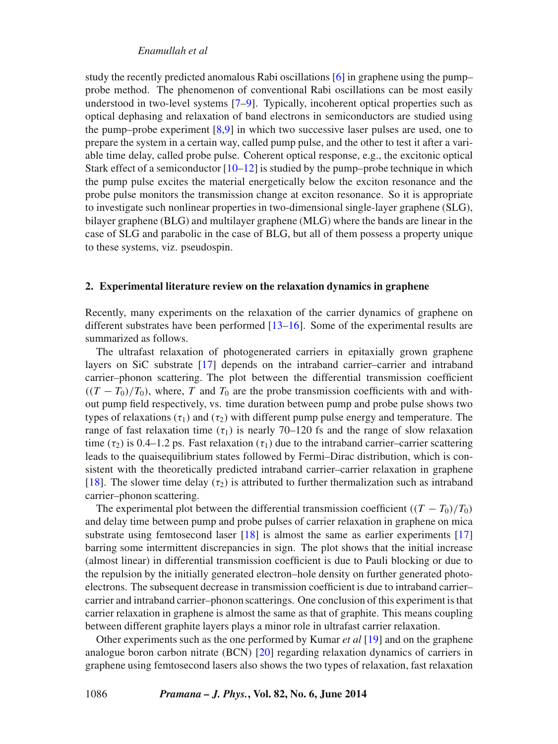study the recently predicted anomalous Rabi oscillations [6] in graphene using the pump–probe method. The phenomenon of conventional Rabi oscillations can be most easily understood in two-level systems [7–9]. Typically, incoherent optical properties such as optical dephasing and relaxation of band electrons in semiconductors are studied using the pump–probe experiment [8,9] in which two successive laser pulses are used, one to prepare the system in a certain way, called pump pulse, and the other to test it after a variable time delay, called probe pulse. Coherent optical response, e.g., the excitonic optical Stark effect of a semiconductor [10–12] is studied by the pump–probe technique in which the pump pulse excites the material energetically below the exciton resonance and the probe pulse monitors the transmission change at exciton resonance. So it is appropriate to investigate such nonlinear properties in two-dimensional single-layer graphene (SLG), bilayer graphene (BLG) and multilayer graphene (MLG) where the bands are linear in the case of SLG and parabolic in the case of BLG, but all of them possess a property unique to these systems, viz. pseudospin.

## 2. Experimental literature review on the relaxation dynamics in graphene

Recently, many experiments on the relaxation of the carrier dynamics of graphene on different substrates have been performed [13–16]. Some of the experimental results are summarized as follows.

The ultrafast relaxation of photogenerated carriers in epitaxially grown graphene layers on SiC substrate [17] depends on the intraband carrier–carrier and intraband carrier–phonon scattering. The plot between the differential transmission coefficient ($(T - T_0)/T_0$), where, $T$ and $T_0$ are the probe transmission coefficients with and without pump field respectively, vs. time duration between pump and probe pulse shows two types of relaxations ($\tau_1$) and ($\tau_2$) with different pump pulse energy and temperature. The range of fast relaxation time ($\tau_1$) is nearly 70–120 fs and the range of slow relaxation time ($\tau_2$) is 0.4–1.2 ps. Fast relaxation ($\tau_1$) due to the intraband carrier–carrier scattering leads to the quaisequilibrium states followed by Fermi–Dirac distribution, which is consistent with the theoretically predicted intraband carrier–carrier relaxation in graphene [18]. The slower time delay ($\tau_2$) is attributed to further thermalization such as intraband carrier–phonon scattering.

The experimental plot between the differential transmission coefficient ($(T - T_0)/T_0$) and delay time between pump and probe pulses of carrier relaxation in graphene on mica substrate using femtosecond laser [18] is almost the same as earlier experiments [17] barring some intermittent discrepancies in sign. The plot shows that the initial increase (almost linear) in differential transmission coefficient is due to Pauli blocking or due to the repulsion by the initially generated electron–hole density on further generated photoelectrons. The subsequent decrease in transmission coefficient is due to intraband carrier–carrier and intraband carrier–phonon scatterings. One conclusion of this experiment is that carrier relaxation in graphene is almost the same as that of graphite. This means coupling between different graphite layers plays a minor role in ultrafast carrier relaxation.

Other experiments such as the one performed by Kumar *et al* [19] and on the graphene analogue boron carbon nitrate (BCN) [20] regarding relaxation dynamics of carriers in graphene using femtosecond lasers also shows the two types of relaxation, fast relaxation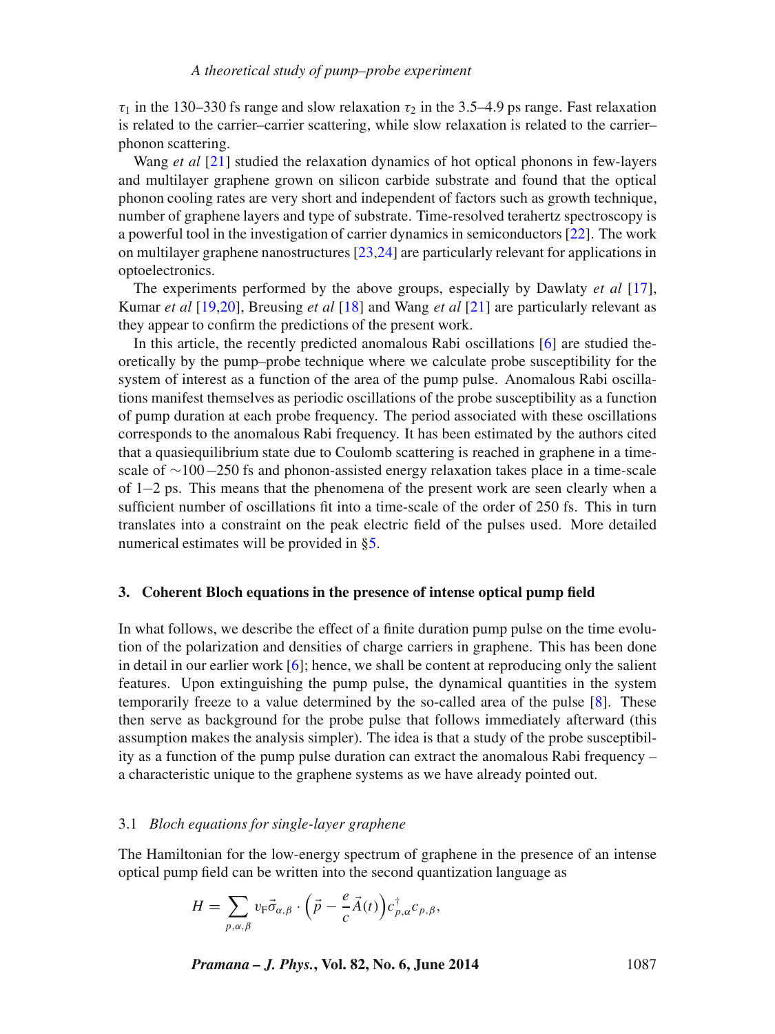$\tau_1$ in the 130–330 fs range and slow relaxation $\tau_2$ in the 3.5–4.9 ps range. Fast relaxation is related to the carrier–carrier scattering, while slow relaxation is related to the carrier–phonon scattering.

Wang *et al* [21] studied the relaxation dynamics of hot optical phonons in few-layers and multilayer graphene grown on silicon carbide substrate and found that the optical phonon cooling rates are very short and independent of factors such as growth technique, number of graphene layers and type of substrate. Time-resolved terahertz spectroscopy is a powerful tool in the investigation of carrier dynamics in semiconductors [22]. The work on multilayer graphene nanostructures [23,24] are particularly relevant for applications in optoelectronics.

The experiments performed by the above groups, especially by Dawlaty *et al* [17], Kumar *et al* [19,20], Breusing *et al* [18] and Wang *et al* [21] are particularly relevant as they appear to confirm the predictions of the present work.

In this article, the recently predicted anomalous Rabi oscillations [6] are studied theoretically by the pump–probe technique where we calculate probe susceptibility for the system of interest as a function of the area of the pump pulse. Anomalous Rabi oscillations manifest themselves as periodic oscillations of the probe susceptibility as a function of pump duration at each probe frequency. The period associated with these oscillations corresponds to the anomalous Rabi frequency. It has been estimated by the authors cited that a quasiequilibrium state due to Coulomb scattering is reached in graphene in a time-scale of $\sim$100−250 fs and phonon-assisted energy relaxation takes place in a time-scale of 1−2 ps. This means that the phenomena of the present work are seen clearly when a sufficient number of oscillations fit into a time-scale of the order of 250 fs. This in turn translates into a constraint on the peak electric field of the pulses used. More detailed numerical estimates will be provided in §5.

## 3. Coherent Bloch equations in the presence of intense optical pump field

In what follows, we describe the effect of a finite duration pump pulse on the time evolution of the polarization and densities of charge carriers in graphene. This has been done in detail in our earlier work [6]; hence, we shall be content at reproducing only the salient features. Upon extinguishing the pump pulse, the dynamical quantities in the system temporarily freeze to a value determined by the so-called area of the pulse [8]. These then serve as background for the probe pulse that follows immediately afterward (this assumption makes the analysis simpler). The idea is that a study of the probe susceptibility as a function of the pump pulse duration can extract the anomalous Rabi frequency – a characteristic unique to the graphene systems as we have already pointed out.

### 3.1 *Bloch equations for single-layer graphene*

The Hamiltonian for the low-energy spectrum of graphene in the presence of an intense optical pump field can be written into the second quantization language as

$$H = \sum_{p,\alpha,\beta} v_{\mathrm{F}} \vec{\sigma}_{\alpha,\beta} \cdot \left( \vec{p} - \frac{e}{c} \vec{A}(t) \right) c^{\dagger}_{p,\alpha} c_{p,\beta},$$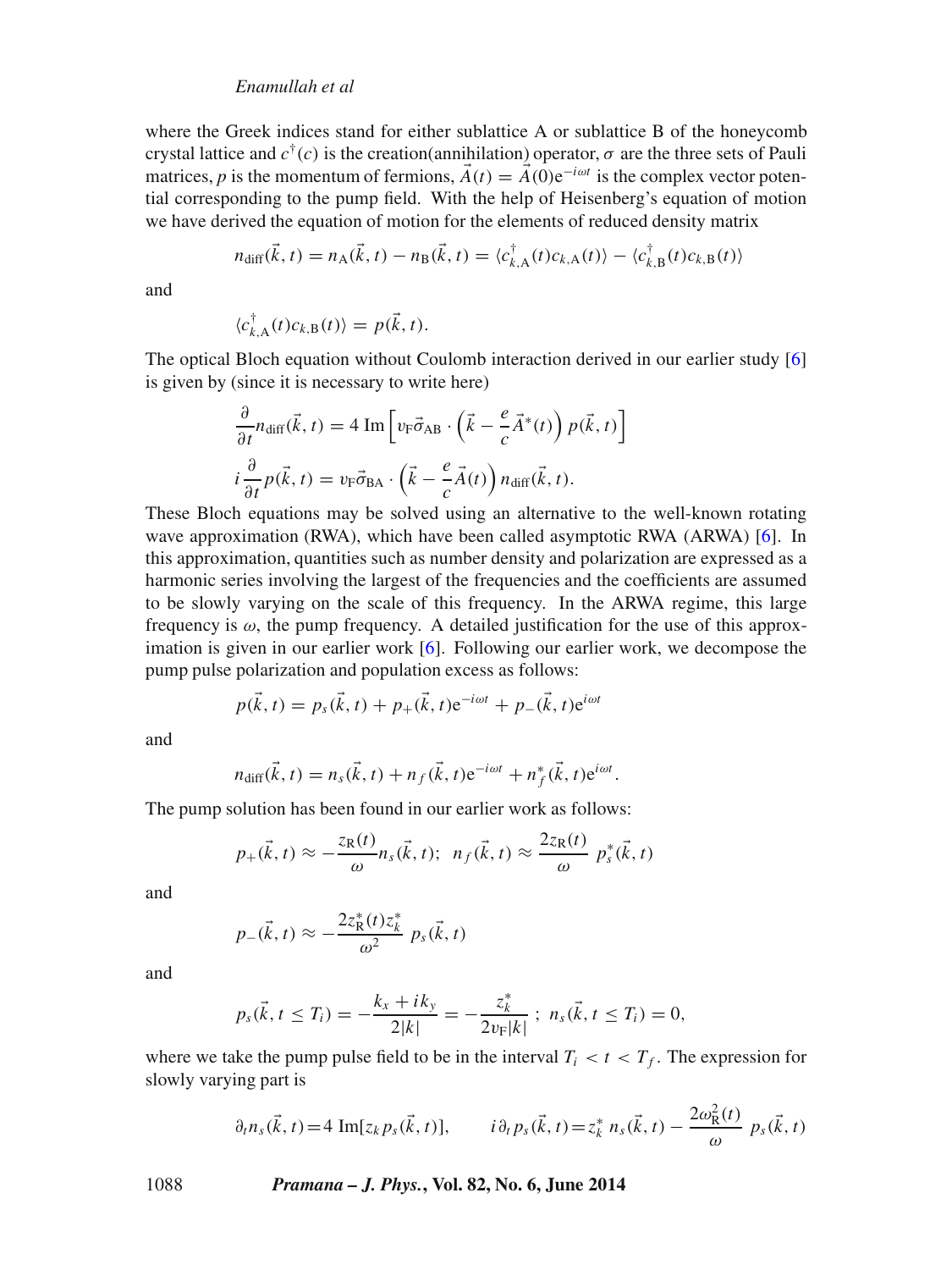where the Greek indices stand for either sublattice A or sublattice B of the honeycomb crystal lattice and $c^\dagger(c)$ is the creation(annihilation) operator, $\sigma$ are the three sets of Pauli matrices, $p$ is the momentum of fermions, $\vec{A}(t) = \vec{A}(0)\mathrm{e}^{-i\omega t}$ is the complex vector potential corresponding to the pump field. With the help of Heisenberg's equation of motion we have derived the equation of motion for the elements of reduced density matrix

$$n_{\mathrm{diff}}(\vec{k}, t) = n_{\mathrm{A}}(\vec{k}, t) - n_{\mathrm{B}}(\vec{k}, t) = \langle c^\dagger_{k,\mathrm{A}}(t) c_{k,\mathrm{A}}(t)\rangle - \langle c^\dagger_{k,\mathrm{B}}(t) c_{k,\mathrm{B}}(t)\rangle$$

and

$$\langle c^\dagger_{k,\mathrm{A}}(t) c_{k,\mathrm{B}}(t)\rangle = p(\vec{k}, t).$$

The optical Bloch equation without Coulomb interaction derived in our earlier study [6] is given by (since it is necessary to write here)

$$\frac{\partial}{\partial t} n_{\mathrm{diff}}(\vec{k}, t) = 4\ \mathrm{Im}\left[ v_{\mathrm{F}} \vec{\sigma}_{\mathrm{AB}} \cdot \left( \vec{k} - \frac{e}{c}\vec{A}^*(t) \right) p(\vec{k}, t) \right]$$

$$i\frac{\partial}{\partial t} p(\vec{k}, t) = v_{\mathrm{F}} \vec{\sigma}_{\mathrm{BA}} \cdot \left( \vec{k} - \frac{e}{c}\vec{A}(t) \right) n_{\mathrm{diff}}(\vec{k}, t).$$

These Bloch equations may be solved using an alternative to the well-known rotating wave approximation (RWA), which have been called asymptotic RWA (ARWA) [6]. In this approximation, quantities such as number density and polarization are expressed as a harmonic series involving the largest of the frequencies and the coefficients are assumed to be slowly varying on the scale of this frequency. In the ARWA regime, this large frequency is $\omega$, the pump frequency. A detailed justification for the use of this approximation is given in our earlier work [6]. Following our earlier work, we decompose the pump pulse polarization and population excess as follows:

$$p(\vec{k}, t) = p_s(\vec{k}, t) + p_+(\vec{k}, t)\mathrm{e}^{-i\omega t} + p_-(\vec{k}, t)\mathrm{e}^{i\omega t}$$

and

$$n_{\mathrm{diff}}(\vec{k}, t) = n_s(\vec{k}, t) + n_f(\vec{k}, t)\mathrm{e}^{-i\omega t} + n_f^*(\vec{k}, t)\mathrm{e}^{i\omega t}.$$

The pump solution has been found in our earlier work as follows:

$$p_+(\vec{k}, t) \approx -\frac{z_{\mathrm{R}}(t)}{\omega} n_s(\vec{k}, t);\ \ n_f(\vec{k}, t) \approx \frac{2 z_{\mathrm{R}}(t)}{\omega}\ p_s^*(\vec{k}, t)$$

and

$$p_-(\vec{k}, t) \approx -\frac{2 z_{\mathrm{R}}^*(t) z_k^*}{\omega^2}\ p_s(\vec{k}, t)$$

and

$$p_s(\vec{k}, t \le T_i) = -\frac{k_x + i k_y}{2|k|} = -\frac{z_k^*}{2 v_{\mathrm{F}}|k|}\ ;\ \ n_s(\vec{k}, t \le T_i) = 0,$$

where we take the pump pulse field to be in the interval $T_i < t < T_f$. The expression for slowly varying part is

$$\partial_t n_s(\vec{k}, t) = 4\ \mathrm{Im}[z_k p_s(\vec{k}, t)], \qquad i\partial_t p_s(\vec{k}, t) = z_k^*\ n_s(\vec{k}, t) - \frac{2\omega_{\mathrm{R}}^2(t)}{\omega}\ p_s(\vec{k}, t)$$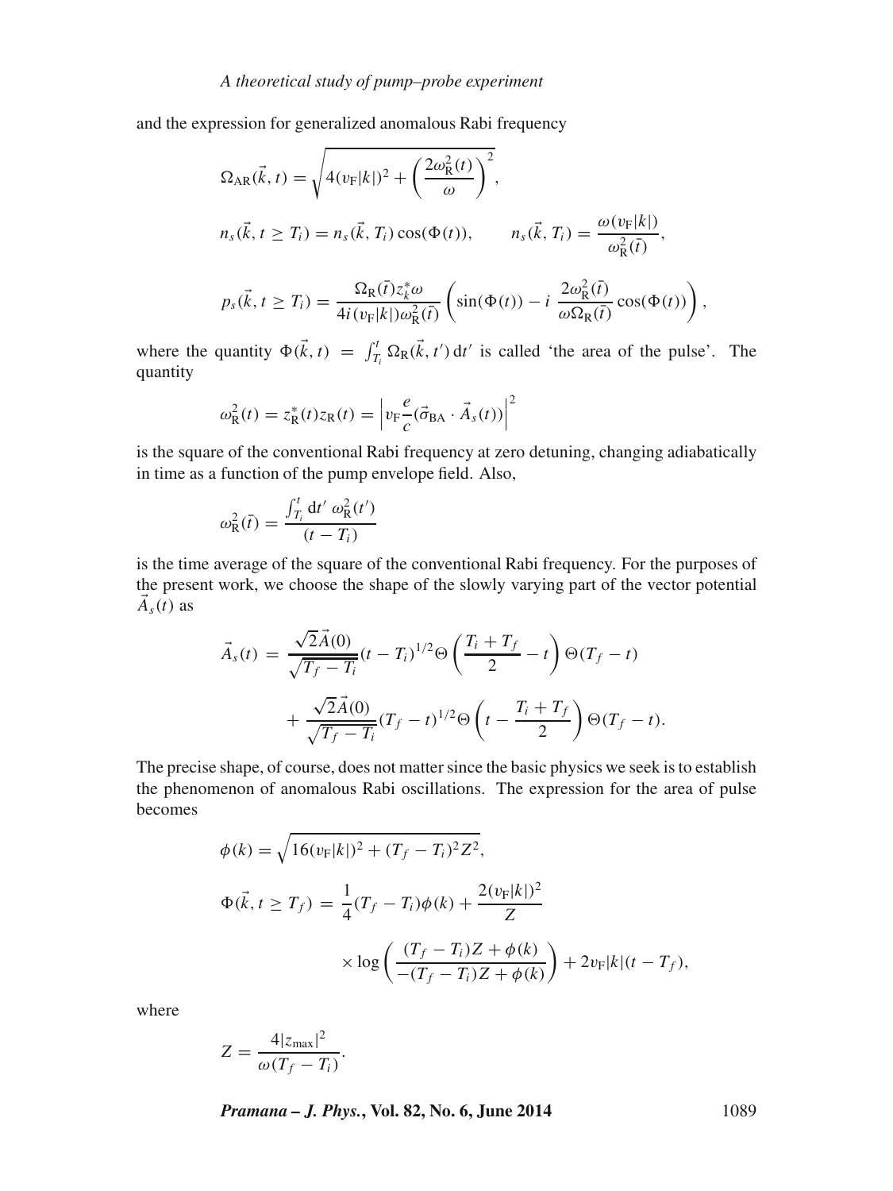and the expression for generalized anomalous Rabi frequency

$$\Omega_{\rm AR}(\vec{k},t) = \sqrt{4(v_{\rm F}|k|)^2 + \left(\frac{2\omega_{\rm R}^2(t)}{\omega}\right)^2},$$

$$n_s(\vec{k}, t \geq T_i) = n_s(\vec{k}, T_i)\cos(\Phi(t)), \qquad n_s(\vec{k}, T_i) = \frac{\omega(v_{\rm F}|k|)}{\omega_{\rm R}^2(\bar{t})},$$

$$p_s(\vec{k}, t \geq T_i) = \frac{\Omega_{\rm R}(\bar{t}) z_k^* \omega}{4i(v_{\rm F}|k|)\omega_{\rm R}^2(\bar{t})}\left(\sin(\Phi(t)) - i\ \frac{2\omega_{\rm R}^2(\bar{t})}{\omega\Omega_{\rm R}(\bar{t})}\cos(\Phi(t))\right),$$

where the quantity $\Phi(\vec{k},t) = \int_{T_i}^{t} \Omega_{\rm R}(\vec{k},t')\,{\rm d}t'$ is called 'the area of the pulse'. The quantity

$$\omega_{\rm R}^2(t) = z_{\rm R}^*(t) z_{\rm R}(t) = \left| v_{\rm F}\frac{e}{c}(\vec{\sigma}_{\rm BA}\cdot \vec{A}_s(t))\right|^2$$

is the square of the conventional Rabi frequency at zero detuning, changing adiabatically in time as a function of the pump envelope field. Also,

$$\omega_{\rm R}^2(\bar{t}) = \frac{\int_{T_i}^{t} {\rm d}t'\ \omega_{\rm R}^2(t')}{(t - T_i)}$$

is the time average of the square of the conventional Rabi frequency. For the purposes of the present work, we choose the shape of the slowly varying part of the vector potential $\vec{A}_s(t)$ as

$$\vec{A}_s(t) = \frac{\sqrt{2}\vec{A}(0)}{\sqrt{T_f - T_i}}(t - T_i)^{1/2}\Theta\left(\frac{T_i + T_f}{2} - t\right)\Theta(T_f - t)$$
$$+ \frac{\sqrt{2}\vec{A}(0)}{\sqrt{T_f - T_i}}(T_f - t)^{1/2}\Theta\left(t - \frac{T_i + T_f}{2}\right)\Theta(T_f - t).$$

The precise shape, of course, does not matter since the basic physics we seek is to establish the phenomenon of anomalous Rabi oscillations. The expression for the area of pulse becomes

$$\phi(k) = \sqrt{16(v_{\rm F}|k|)^2 + (T_f - T_i)^2 Z^2},$$

$$\Phi(\vec{k}, t \geq T_f) = \frac{1}{4}(T_f - T_i)\phi(k) + \frac{2(v_{\rm F}|k|)^2}{Z}$$
$$\times \log\left(\frac{(T_f - T_i)Z + \phi(k)}{-(T_f - T_i)Z + \phi(k)}\right) + 2v_{\rm F}|k|(t - T_f),$$

where

$$Z = \frac{4|z_{\max}|^2}{\omega(T_f - T_i)}.$$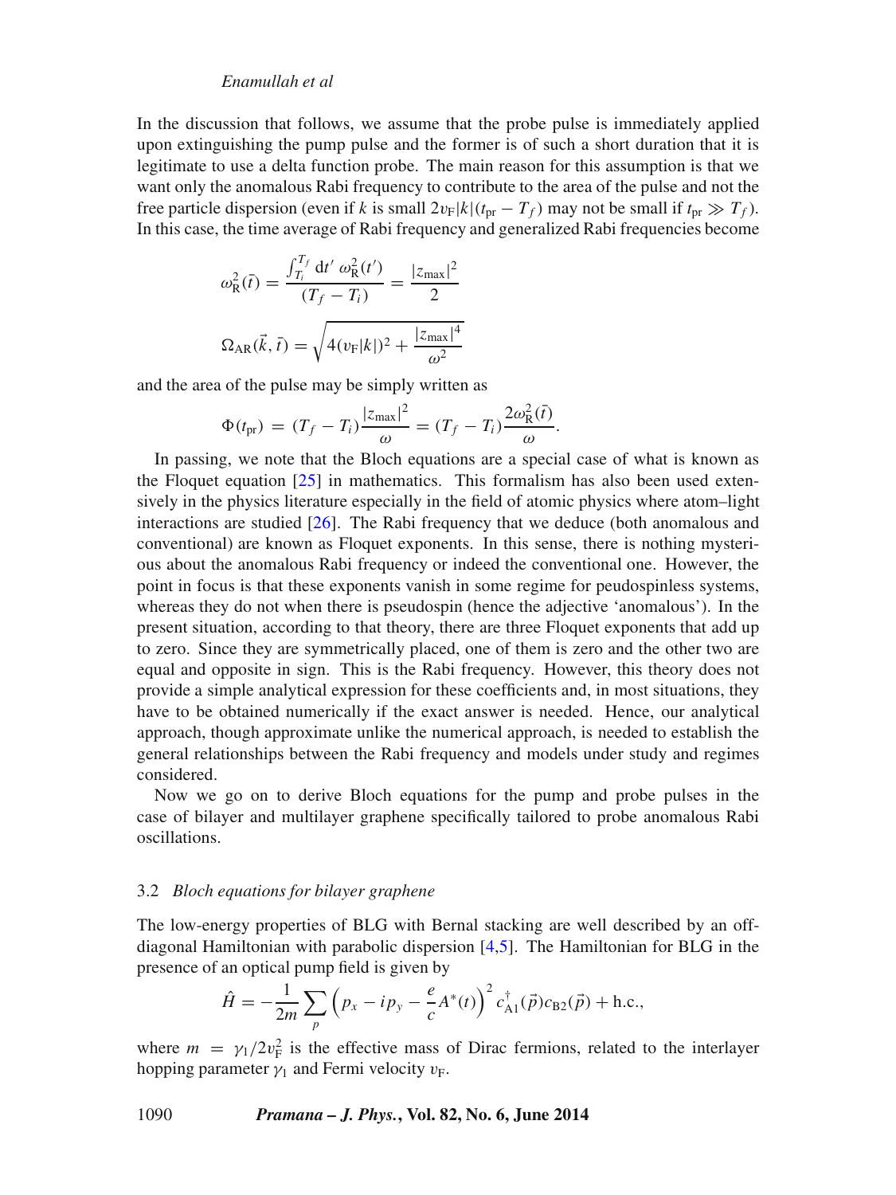In the discussion that follows, we assume that the probe pulse is immediately applied upon extinguishing the pump pulse and the former is of such a short duration that it is legitimate to use a delta function probe. The main reason for this assumption is that we want only the anomalous Rabi frequency to contribute to the area of the pulse and not the free particle dispersion (even if $k$ is small $2v_{\mathrm{F}}|k|(t_{\mathrm{pr}} - T_f)$ may not be small if $t_{\mathrm{pr}} \gg T_f$). In this case, the time average of Rabi frequency and generalized Rabi frequencies become

$$\omega_{\mathrm{R}}^2(\bar{t}) = \frac{\int_{T_i}^{T_f} \mathrm{d}t' \; \omega_{\mathrm{R}}^2(t')}{(T_f - T_i)} = \frac{|z_{\max}|^2}{2}$$

$$\Omega_{\mathrm{AR}}(\vec{k}, \bar{t}) = \sqrt{4(v_{\mathrm{F}}|k|)^2 + \frac{|z_{\max}|^4}{\omega^2}}$$

and the area of the pulse may be simply written as

$$\Phi(t_{\mathrm{pr}}) = (T_f - T_i)\frac{|z_{\max}|^2}{\omega} = (T_f - T_i)\frac{2\omega_{\mathrm{R}}^2(\bar{t})}{\omega}.$$

In passing, we note that the Bloch equations are a special case of what is known as the Floquet equation [25] in mathematics. This formalism has also been used extensively in the physics literature especially in the field of atomic physics where atom–light interactions are studied [26]. The Rabi frequency that we deduce (both anomalous and conventional) are known as Floquet exponents. In this sense, there is nothing mysterious about the anomalous Rabi frequency or indeed the conventional one. However, the point in focus is that these exponents vanish in some regime for pseudospinless systems, whereas they do not when there is pseudospin (hence the adjective 'anomalous'). In the present situation, according to that theory, there are three Floquet exponents that add up to zero. Since they are symmetrically placed, one of them is zero and the other two are equal and opposite in sign. This is the Rabi frequency. However, this theory does not provide a simple analytical expression for these coefficients and, in most situations, they have to be obtained numerically if the exact answer is needed. Hence, our analytical approach, though approximate unlike the numerical approach, is needed to establish the general relationships between the Rabi frequency and models under study and regimes considered.

Now we go on to derive Bloch equations for the pump and probe pulses in the case of bilayer and multilayer graphene specifically tailored to probe anomalous Rabi oscillations.

### 3.2 *Bloch equations for bilayer graphene*

The low-energy properties of BLG with Bernal stacking are well described by an off-diagonal Hamiltonian with parabolic dispersion [4,5]. The Hamiltonian for BLG in the presence of an optical pump field is given by

$$\hat{H} = -\frac{1}{2m}\sum_{p}\left(p_x - ip_y - \frac{e}{c}A^*(t)\right)^2 c_{\mathrm{A1}}^{\dagger}(\vec{p})c_{\mathrm{B2}}(\vec{p}) + \mathrm{h.c.},$$

where $m = \gamma_1/2v_{\mathrm{F}}^2$ is the effective mass of Dirac fermions, related to the interlayer hopping parameter $\gamma_1$ and Fermi velocity $v_{\mathrm{F}}$.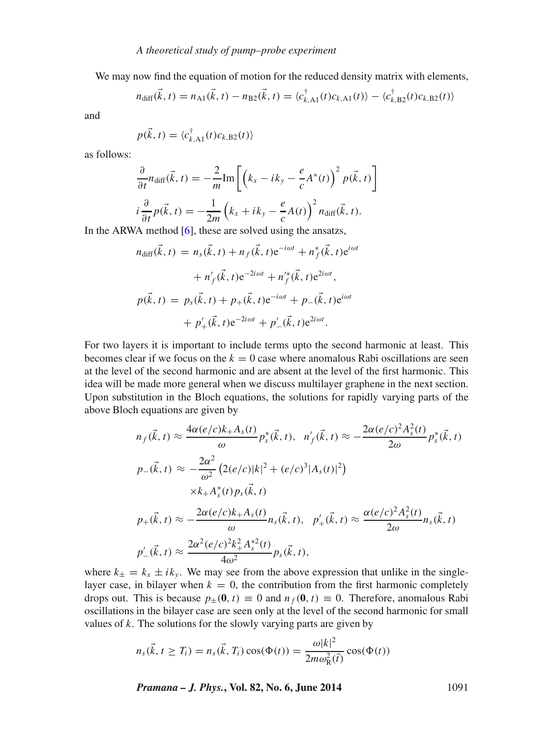We may now find the equation of motion for the reduced density matrix with elements,

$$n_{\text{diff}}(\vec{k}, t) = n_{\text{A1}}(\vec{k}, t) - n_{\text{B2}}(\vec{k}, t) = \langle c^{\dagger}_{k,\text{A1}}(t) c_{k,\text{A1}}(t)\rangle - \langle c^{\dagger}_{k,\text{B2}}(t) c_{k,\text{B2}}(t)\rangle$$

and

$$p(\vec{k}, t) = \langle c^{\dagger}_{k,\text{A1}}(t) c_{k,\text{B2}}(t)\rangle$$

as follows:

$$\frac{\partial}{\partial t} n_{\text{diff}}(\vec{k}, t) = -\frac{2}{m}\text{Im}\left[\left(k_x - ik_y - \frac{e}{c}A^*(t)\right)^2 p(\vec{k}, t)\right]$$

$$i\frac{\partial}{\partial t} p(\vec{k}, t) = -\frac{1}{2m}\left(k_x + ik_y - \frac{e}{c}A(t)\right)^2 n_{\text{diff}}(\vec{k}, t).$$

In the ARWA method [6], these are solved using the ansatzs,

$$\begin{aligned}
n_{\text{diff}}(\vec{k}, t) &= n_s(\vec{k}, t) + n_f(\vec{k}, t)\mathrm{e}^{-i\omega t} + n_f^*(\vec{k}, t)\mathrm{e}^{i\omega t} \\
&\quad + n'_f(\vec{k}, t)\mathrm{e}^{-2i\omega t} + n'^*_f(\vec{k}, t)\mathrm{e}^{2i\omega t}, \\
p(\vec{k}, t) &= p_s(\vec{k}, t) + p_+(\vec{k}, t)\mathrm{e}^{-i\omega t} + p_-(\vec{k}, t)\mathrm{e}^{i\omega t} \\
&\quad + p'_+(\vec{k}, t)\mathrm{e}^{-2i\omega t} + p'_-(\vec{k}, t)\mathrm{e}^{2i\omega t}.
\end{aligned}$$

For two layers it is important to include terms upto the second harmonic at least. This becomes clear if we focus on the $k = 0$ case where anomalous Rabi oscillations are seen at the level of the second harmonic and are absent at the level of the first harmonic. This idea will be made more general when we discuss multilayer graphene in the next section. Upon substitution in the Bloch equations, the solutions for rapidly varying parts of the above Bloch equations are given by

$$n_f(\vec{k}, t) \approx \frac{4\alpha(e/c)k_+ A_s(t)}{\omega} p_s^*(\vec{k}, t), \quad n'_f(\vec{k}, t) \approx -\frac{2\alpha(e/c)^2 A_s^2(t)}{2\omega} p_s^*(\vec{k}, t)$$

$$\begin{aligned}
p_-(\vec{k}, t) &\approx -\frac{2\alpha^2}{\omega^2}\left(2(e/c)|k|^2 + (e/c)^3|A_s(t)|^2\right) \\
&\quad \times k_+ A_s^*(t) p_s(\vec{k}, t)
\end{aligned}$$

$$p_+(\vec{k}, t) \approx -\frac{2\alpha(e/c)k_+ A_s(t)}{\omega} n_s(\vec{k}, t), \quad p'_+(\vec{k}, t) \approx \frac{\alpha(e/c)^2 A_s^2(t)}{2\omega} n_s(\vec{k}, t)$$

$$p'_-(\vec{k}, t) \approx \frac{2\alpha^2(e/c)^2 k_+^2 A_s^{*2}(t)}{4\omega^2} p_s(\vec{k}, t),$$

where $k_\pm = k_x \pm ik_y$. We may see from the above expression that unlike in the single-layer case, in bilayer when $k = 0$, the contribution from the first harmonic completely drops out. This is because $p_\pm(\mathbf{0}, t) \equiv 0$ and $n_f(\mathbf{0}, t) \equiv 0$. Therefore, anomalous Rabi oscillations in the bilayer case are seen only at the level of the second harmonic for small values of $k$. The solutions for the slowly varying parts are given by

$$n_s(\vec{k}, t \geq T_i) = n_s(\vec{k}, T_i)\cos(\Phi(t)) = \frac{\omega|k|^2}{2m\omega_{\text{R}}^2(\bar{t})}\cos(\Phi(t))$$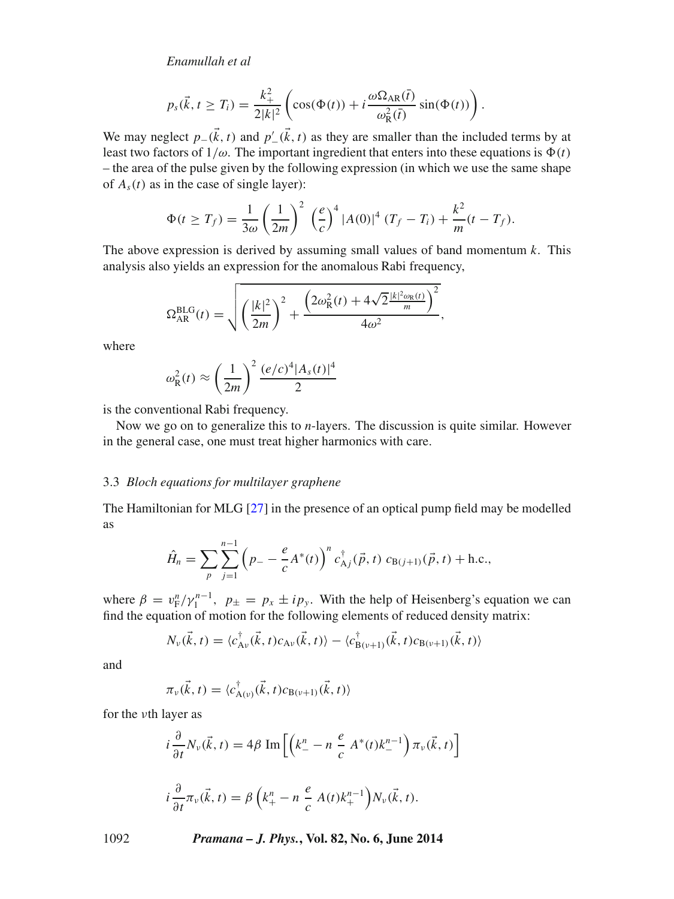$$p_s(\vec{k}, t \geq T_i) = \frac{k_+^2}{2|k|^2}\left(\cos(\Phi(t)) + i\frac{\omega\Omega_{\rm AR}(\bar{t})}{\omega_{\rm R}^2(\bar{t})}\sin(\Phi(t))\right).$$

We may neglect $p_-(\vec{k}, t)$ and $p'_-(\vec{k}, t)$ as they are smaller than the included terms by at least two factors of $1/\omega$. The important ingredient that enters into these equations is $\Phi(t)$ – the area of the pulse given by the following expression (in which we use the same shape of $A_s(t)$ as in the case of single layer):

$$\Phi(t \geq T_f) = \frac{1}{3\omega}\left(\frac{1}{2m}\right)^2 \left(\frac{e}{c}\right)^4 |A(0)|^4 \,(T_f - T_i) + \frac{k^2}{m}(t - T_f).$$

The above expression is derived by assuming small values of band momentum $k$. This analysis also yields an expression for the anomalous Rabi frequency,

$$\Omega_{\rm AR}^{\rm BLG}(t) = \sqrt{\left(\frac{|k|^2}{2m}\right)^2 + \frac{\left(2\omega_{\rm R}^2(t) + 4\sqrt{2}\frac{|k|^2\omega_{\rm R}(t)}{m}\right)^2}{4\omega^2}},$$

where

$$\omega_{\rm R}^2(t) \approx \left(\frac{1}{2m}\right)^2 \frac{(e/c)^4|A_s(t)|^4}{2}$$

is the conventional Rabi frequency.

Now we go on to generalize this to $n$-layers. The discussion is quite similar. However in the general case, one must treat higher harmonics with care.

### 3.3 *Bloch equations for multilayer graphene*

The Hamiltonian for MLG [27] in the presence of an optical pump field may be modelled as

$$\hat{H}_n = \sum_p \sum_{j=1}^{n-1}\left(p_- - \frac{e}{c}A^*(t)\right)^n c_{{\rm A}j}^\dagger(\vec{p}, t)\, c_{{\rm B}(j+1)}(\vec{p}, t) + \text{h.c.},$$

where $\beta = v_{\rm F}^n/\gamma_1^{n-1}$, $p_\pm = p_x \pm ip_y$. With the help of Heisenberg's equation we can find the equation of motion for the following elements of reduced density matrix:

$$N_\nu(\vec{k}, t) = \langle c_{{\rm A}\nu}^\dagger(\vec{k}, t)c_{{\rm A}\nu}(\vec{k}, t)\rangle - \langle c_{{\rm B}(\nu+1)}^\dagger(\vec{k}, t)c_{{\rm B}(\nu+1)}(\vec{k}, t)\rangle$$

and

$$\pi_\nu(\vec{k}, t) = \langle c_{{\rm A}(\nu)}^\dagger(\vec{k}, t)c_{{\rm B}(\nu+1)}(\vec{k}, t)\rangle$$

for the $\nu$th layer as

$$i\frac{\partial}{\partial t}N_\nu(\vec{k}, t) = 4\beta\, {\rm Im}\left[\left(k_-^n - n\,\frac{e}{c}\,A^*(t)k_-^{n-1}\right)\pi_\nu(\vec{k}, t)\right]$$

$$i\frac{\partial}{\partial t}\pi_\nu(\vec{k}, t) = \beta\left(k_+^n - n\,\frac{e}{c}\,A(t)k_+^{n-1}\right)N_\nu(\vec{k}, t).$$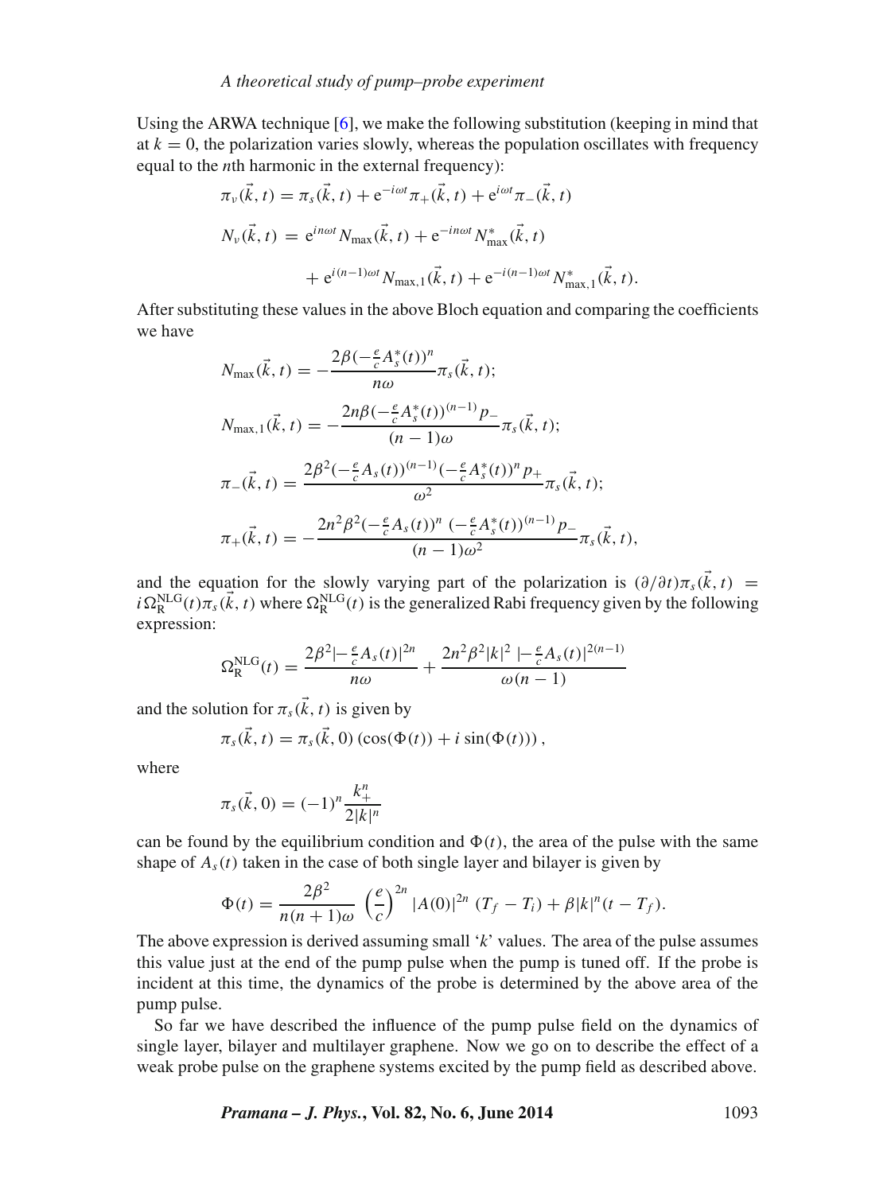Using the ARWA technique [6], we make the following substitution (keeping in mind that at $k = 0$, the polarization varies slowly, whereas the population oscillates with frequency equal to the $n$th harmonic in the external frequency):

$$\pi_v(\vec{k}, t) = \pi_s(\vec{k}, t) + \mathrm{e}^{-i\omega t}\pi_+(\vec{k}, t) + \mathrm{e}^{i\omega t}\pi_-(\vec{k}, t)$$

$$N_v(\vec{k}, t) = \mathrm{e}^{in\omega t}N_{\max}(\vec{k}, t) + \mathrm{e}^{-in\omega t}N^*_{\max}(\vec{k}, t) + \mathrm{e}^{i(n-1)\omega t}N_{\max,1}(\vec{k}, t) + \mathrm{e}^{-i(n-1)\omega t}N^*_{\max,1}(\vec{k}, t).$$

After substituting these values in the above Bloch equation and comparing the coefficients we have

$$N_{\max}(\vec{k}, t) = -\frac{2\beta(-\frac{e}{c}A_s^*(t))^n}{n\omega}\pi_s(\vec{k}, t);$$

$$N_{\max,1}(\vec{k}, t) = -\frac{2n\beta(-\frac{e}{c}A_s^*(t))^{(n-1)}p_-}{(n-1)\omega}\pi_s(\vec{k}, t);$$

$$\pi_-(\vec{k}, t) = \frac{2\beta^2(-\frac{e}{c}A_s(t))^{(n-1)}(-\frac{e}{c}A_s^*(t))^n p_+}{\omega^2}\pi_s(\vec{k}, t);$$

$$\pi_+(\vec{k}, t) = -\frac{2n^2\beta^2(-\frac{e}{c}A_s(t))^n\ (-\frac{e}{c}A_s^*(t))^{(n-1)}p_-}{(n-1)\omega^2}\pi_s(\vec{k}, t),$$

and the equation for the slowly varying part of the polarization is $(\partial/\partial t)\pi_s(\vec{k}, t) = i\Omega_{\mathrm{R}}^{\mathrm{NLG}}(t)\pi_s(\vec{k}, t)$ where $\Omega_{\mathrm{R}}^{\mathrm{NLG}}(t)$ is the generalized Rabi frequency given by the following expression:

$$\Omega_{\mathrm{R}}^{\mathrm{NLG}}(t) = \frac{2\beta^2|-\frac{e}{c}A_s(t)|^{2n}}{n\omega} + \frac{2n^2\beta^2|k|^2\ |-\frac{e}{c}A_s(t)|^{2(n-1)}}{\omega(n-1)}$$

and the solution for $\pi_s(\vec{k}, t)$ is given by

$$\pi_s(\vec{k}, t) = \pi_s(\vec{k}, 0)\left(\cos(\Phi(t)) + i\sin(\Phi(t))\right),$$

where

$$\pi_s(\vec{k}, 0) = (-1)^n\frac{k_+^n}{2|k|^n}$$

can be found by the equilibrium condition and $\Phi(t)$, the area of the pulse with the same shape of $A_s(t)$ taken in the case of both single layer and bilayer is given by

$$\Phi(t) = \frac{2\beta^2}{n(n+1)\omega}\left(\frac{e}{c}\right)^{2n}|A(0)|^{2n}\ (T_f - T_i) + \beta|k|^n(t - T_f).$$

The above expression is derived assuming small '$k$' values. The area of the pulse assumes this value just at the end of the pump pulse when the pump is tuned off. If the probe is incident at this time, the dynamics of the probe is determined by the above area of the pump pulse.

So far we have described the influence of the pump pulse field on the dynamics of single layer, bilayer and multilayer graphene. Now we go on to describe the effect of a weak probe pulse on the graphene systems excited by the pump field as described above.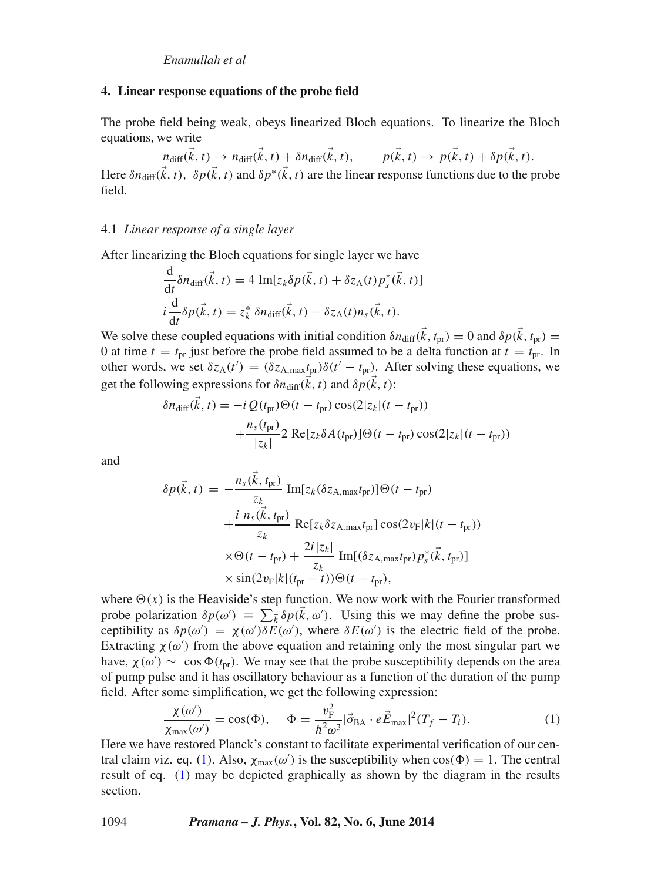## 4. Linear response equations of the probe field

The probe field being weak, obeys linearized Bloch equations. To linearize the Bloch equations, we write

$$n_{\text{diff}}(\vec{k}, t) \to n_{\text{diff}}(\vec{k}, t) + \delta n_{\text{diff}}(\vec{k}, t), \qquad p(\vec{k}, t) \to p(\vec{k}, t) + \delta p(\vec{k}, t).$$

Here $\delta n_{\text{diff}}(\vec{k}, t)$, $\delta p(\vec{k}, t)$ and $\delta p^*(\vec{k}, t)$ are the linear response functions due to the probe field.

### 4.1 *Linear response of a single layer*

After linearizing the Bloch equations for single layer we have

$$\frac{\mathrm{d}}{\mathrm{d}t}\delta n_{\text{diff}}(\vec{k}, t) = 4\ \mathrm{Im}[z_k \delta p(\vec{k}, t) + \delta z_{\mathrm{A}}(t) p_s^*(\vec{k}, t)]$$

$$i\frac{\mathrm{d}}{\mathrm{d}t}\delta p(\vec{k}, t) = z_k^*\ \delta n_{\text{diff}}(\vec{k}, t) - \delta z_{\mathrm{A}}(t) n_s(\vec{k}, t).$$

We solve these coupled equations with initial condition $\delta n_{\text{diff}}(\vec{k}, t_{\text{pr}}) = 0$ and $\delta p(\vec{k}, t_{\text{pr}}) = 0$ at time $t = t_{\text{pr}}$ just before the probe field assumed to be a delta function at $t = t_{\text{pr}}$. In other words, we set $\delta z_{\mathrm{A}}(t') = (\delta z_{\mathrm{A,max}} t_{\text{pr}})\delta(t' - t_{\text{pr}})$. After solving these equations, we get the following expressions for $\delta n_{\text{diff}}(\vec{k}, t)$ and $\delta p(\vec{k}, t)$:

$$\begin{aligned}\delta n_{\text{diff}}(\vec{k}, t) = &-i\,Q(t_{\text{pr}})\Theta(t - t_{\text{pr}})\cos(2|z_k|(t - t_{\text{pr}})) \\ &+ \frac{n_s(t_{\text{pr}})}{|z_k|} 2\ \mathrm{Re}[z_k \delta A(t_{\text{pr}})]\Theta(t - t_{\text{pr}})\cos(2|z_k|(t - t_{\text{pr}}))\end{aligned}$$

and

$$\begin{aligned}\delta p(\vec{k}, t) = &-\frac{n_s(\vec{k}, t_{\text{pr}})}{z_k}\ \mathrm{Im}[z_k(\delta z_{\mathrm{A,max}} t_{\text{pr}})]\Theta(t - t_{\text{pr}}) \\ &+ \frac{i\ n_s(\vec{k}, t_{\text{pr}})}{z_k}\ \mathrm{Re}[z_k \delta z_{\mathrm{A,max}} t_{\text{pr}}]\cos(2v_{\mathrm{F}}|k|(t - t_{\text{pr}})) \\ &\times \Theta(t - t_{\text{pr}}) + \frac{2i|z_k|}{z_k}\ \mathrm{Im}[(\delta z_{\mathrm{A,max}} t_{\text{pr}}) p_s^*(\vec{k}, t_{\text{pr}})] \\ &\times \sin(2v_{\mathrm{F}}|k|(t_{\text{pr}} - t))\Theta(t - t_{\text{pr}}),\end{aligned}$$

where $\Theta(x)$ is the Heaviside's step function. We now work with the Fourier transformed probe polarization $\delta p(\omega') \equiv \sum_{\vec{k}} \delta p(\vec{k}, \omega')$. Using this we may define the probe susceptibility as $\delta p(\omega') = \chi(\omega')\delta E(\omega')$, where $\delta E(\omega')$ is the electric field of the probe. Extracting $\chi(\omega')$ from the above equation and retaining only the most singular part we have, $\chi(\omega') \sim \cos\Phi(t_{\text{pr}})$. We may see that the probe susceptibility depends on the area of pump pulse and it has oscillatory behaviour as a function of the duration of the pump field. After some simplification, we get the following expression:

$$\frac{\chi(\omega')}{\chi_{\max}(\omega')} = \cos(\Phi), \quad \Phi = \frac{v_{\mathrm{F}}^2}{\hbar^2 \omega^3}|\vec{\sigma}_{\mathrm{BA}} \cdot e\vec{E}_{\max}|^2 (T_f - T_i). \tag{1}$$

Here we have restored Planck's constant to facilitate experimental verification of our central claim viz. eq. (1). Also, $\chi_{\max}(\omega')$ is the susceptibility when $\cos(\Phi) = 1$. The central result of eq. (1) may be depicted graphically as shown by the diagram in the results section.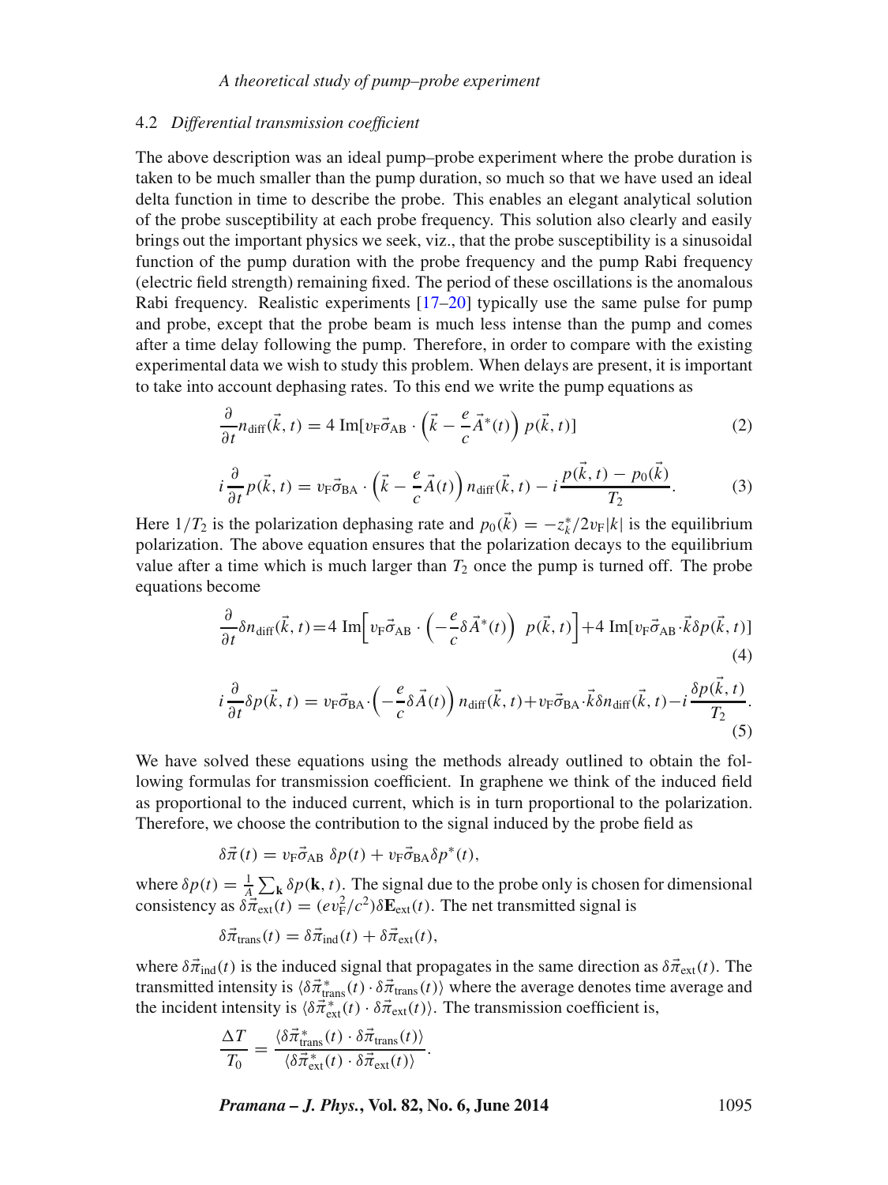### 4.2 *Differential transmission coefficient*

The above description was an ideal pump–probe experiment where the probe duration is taken to be much smaller than the pump duration, so much so that we have used an ideal delta function in time to describe the probe. This enables an elegant analytical solution of the probe susceptibility at each probe frequency. This solution also clearly and easily brings out the important physics we seek, viz., that the probe susceptibility is a sinusoidal function of the pump duration with the probe frequency and the pump Rabi frequency (electric field strength) remaining fixed. The period of these oscillations is the anomalous Rabi frequency. Realistic experiments [17–20] typically use the same pulse for pump and probe, except that the probe beam is much less intense than the pump and comes after a time delay following the pump. Therefore, in order to compare with the existing experimental data we wish to study this problem. When delays are present, it is important to take into account dephasing rates. To this end we write the pump equations as

$$\frac{\partial}{\partial t} n_{\mathrm{diff}}(\vec{k},t) = 4\,\mathrm{Im}[v_{\mathrm{F}} \vec{\sigma}_{\mathrm{AB}} \cdot \left(\vec{k} - \frac{e}{c}\vec{A}^{*}(t)\right) p(\vec{k},t)] \tag{2}$$

$$i\frac{\partial}{\partial t} p(\vec{k},t) = v_{\mathrm{F}} \vec{\sigma}_{\mathrm{BA}} \cdot \left(\vec{k} - \frac{e}{c}\vec{A}(t)\right) n_{\mathrm{diff}}(\vec{k},t) - i\frac{p(\vec{k},t) - p_0(\vec{k})}{T_2}. \tag{3}$$

Here $1/T_2$ is the polarization dephasing rate and $p_0(\vec{k}) = -z_k^*/2v_{\mathrm{F}}|k|$ is the equilibrium polarization. The above equation ensures that the polarization decays to the equilibrium value after a time which is much larger than $T_2$ once the pump is turned off. The probe equations become

$$\frac{\partial}{\partial t}\delta n_{\mathrm{diff}}(\vec{k},t) = 4\,\mathrm{Im}\Big[v_{\mathrm{F}}\vec{\sigma}_{\mathrm{AB}} \cdot \left(-\frac{e}{c}\delta\vec{A}^{*}(t)\right)\; p(\vec{k},t)\Big] + 4\,\mathrm{Im}[v_{\mathrm{F}}\vec{\sigma}_{\mathrm{AB}} \cdot \vec{k}\,\delta p(\vec{k},t)] \tag{4}$$

$$i\frac{\partial}{\partial t}\delta p(\vec{k},t) = v_{\mathrm{F}}\vec{\sigma}_{\mathrm{BA}} \cdot \left(-\frac{e}{c}\delta\vec{A}(t)\right) n_{\mathrm{diff}}(\vec{k},t) + v_{\mathrm{F}}\vec{\sigma}_{\mathrm{BA}} \cdot \vec{k}\,\delta n_{\mathrm{diff}}(\vec{k},t) - i\frac{\delta p(\vec{k},t)}{T_2}. \tag{5}$$

We have solved these equations using the methods already outlined to obtain the following formulas for transmission coefficient. In graphene we think of the induced field as proportional to the induced current, which is in turn proportional to the polarization. Therefore, we choose the contribution to the signal induced by the probe field as

$$\delta\vec{\pi}(t) = v_{\mathrm{F}}\vec{\sigma}_{\mathrm{AB}}\;\delta p(t) + v_{\mathrm{F}}\vec{\sigma}_{\mathrm{BA}}\delta p^{*}(t),$$

where $\delta p(t) = \frac{1}{A}\sum_{\mathbf{k}} \delta p(\mathbf{k},t)$. The signal due to the probe only is chosen for dimensional consistency as $\delta\vec{\pi}_{\mathrm{ext}}(t) = (ev_{\mathrm{F}}^2/c^2)\delta\mathbf{E}_{\mathrm{ext}}(t)$. The net transmitted signal is

$$\delta\vec{\pi}_{\mathrm{trans}}(t) = \delta\vec{\pi}_{\mathrm{ind}}(t) + \delta\vec{\pi}_{\mathrm{ext}}(t),$$

where $\delta\vec{\pi}_{\mathrm{ind}}(t)$ is the induced signal that propagates in the same direction as $\delta\vec{\pi}_{\mathrm{ext}}(t)$. The transmitted intensity is $\langle\delta\vec{\pi}^{*}_{\mathrm{trans}}(t)\cdot\delta\vec{\pi}_{\mathrm{trans}}(t)\rangle$ where the average denotes time average and the incident intensity is $\langle\delta\vec{\pi}^{*}_{\mathrm{ext}}(t)\cdot\delta\vec{\pi}_{\mathrm{ext}}(t)\rangle$. The transmission coefficient is,

$$\frac{\Delta T}{T_0} = \frac{\langle\delta\vec{\pi}^{*}_{\mathrm{trans}}(t)\cdot\delta\vec{\pi}_{\mathrm{trans}}(t)\rangle}{\langle\delta\vec{\pi}^{*}_{\mathrm{ext}}(t)\cdot\delta\vec{\pi}_{\mathrm{ext}}(t)\rangle}.$$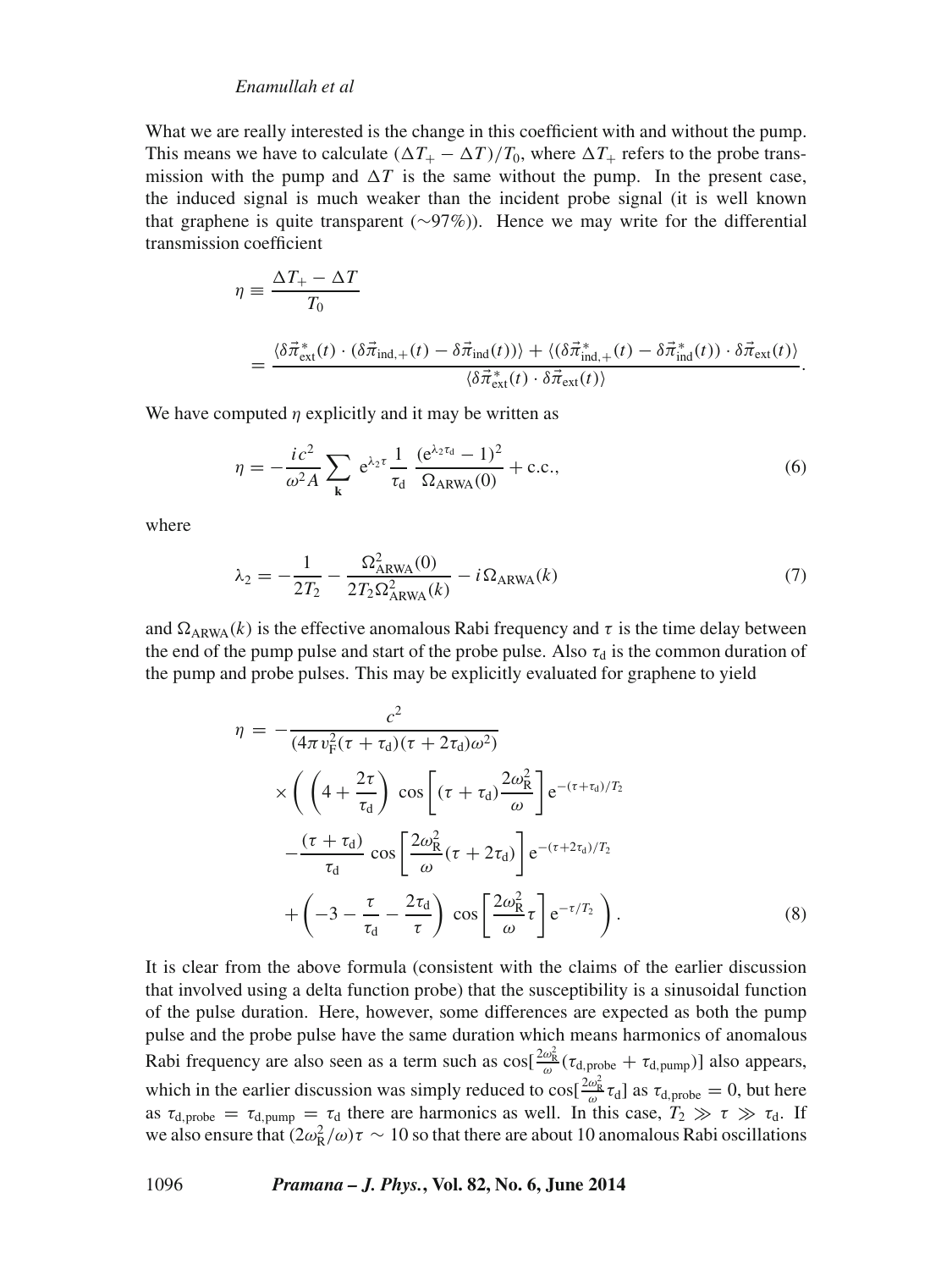What we are really interested is the change in this coefficient with and without the pump. This means we have to calculate $(\Delta T_+ - \Delta T)/T_0$, where $\Delta T_+$ refers to the probe transmission with the pump and $\Delta T$ is the same without the pump. In the present case, the induced signal is much weaker than the incident probe signal (it is well known that graphene is quite transparent (∼97%)). Hence we may write for the differential transmission coefficient

$$\eta \equiv \frac{\Delta T_+ - \Delta T}{T_0}$$

$$= \frac{\langle \delta\vec{\pi}^*_{\mathrm{ext}}(t) \cdot (\delta\vec{\pi}_{\mathrm{ind},+}(t) - \delta\vec{\pi}_{\mathrm{ind}}(t))\rangle + \langle(\delta\vec{\pi}^*_{\mathrm{ind},+}(t) - \delta\vec{\pi}^*_{\mathrm{ind}}(t)) \cdot \delta\vec{\pi}_{\mathrm{ext}}(t)\rangle}{\langle \delta\vec{\pi}^*_{\mathrm{ext}}(t) \cdot \delta\vec{\pi}_{\mathrm{ext}}(t)\rangle}.$$

We have computed $\eta$ explicitly and it may be written as

$$\eta = -\frac{ic^2}{\omega^2 A} \sum_{\mathbf{k}} \mathrm{e}^{\lambda_2 \tau} \frac{1}{\tau_{\mathrm{d}}} \frac{(\mathrm{e}^{\lambda_2 \tau_{\mathrm{d}}} - 1)^2}{\Omega_{\mathrm{ARWA}}(0)} + \mathrm{c.c.}, \tag{6}$$

where

$$\lambda_2 = -\frac{1}{2T_2} - \frac{\Omega^2_{\mathrm{ARWA}}(0)}{2T_2\Omega^2_{\mathrm{ARWA}}(k)} - i\Omega_{\mathrm{ARWA}}(k) \tag{7}$$

and $\Omega_{\mathrm{ARWA}}(k)$ is the effective anomalous Rabi frequency and $\tau$ is the time delay between the end of the pump pulse and start of the probe pulse. Also $\tau_{\mathrm{d}}$ is the common duration of the pump and probe pulses. This may be explicitly evaluated for graphene to yield

$$\begin{aligned}
\eta = &-\frac{c^2}{(4\pi v_{\mathrm{F}}^2(\tau + \tau_{\mathrm{d}})(\tau + 2\tau_{\mathrm{d}})\omega^2)} \\
&\times \left( \left(4 + \frac{2\tau}{\tau_{\mathrm{d}}}\right) \cos\left[(\tau + \tau_{\mathrm{d}})\frac{2\omega_{\mathrm{R}}^2}{\omega}\right] \mathrm{e}^{-(\tau+\tau_{\mathrm{d}})/T_2} \right. \\
&- \frac{(\tau + \tau_{\mathrm{d}})}{\tau_{\mathrm{d}}} \cos\left[\frac{2\omega_{\mathrm{R}}^2}{\omega}(\tau + 2\tau_{\mathrm{d}})\right] \mathrm{e}^{-(\tau+2\tau_{\mathrm{d}})/T_2} \\
&\left. + \left(-3 - \frac{\tau}{\tau_{\mathrm{d}}} - \frac{2\tau_{\mathrm{d}}}{\tau}\right) \cos\left[\frac{2\omega_{\mathrm{R}}^2}{\omega}\tau\right] \mathrm{e}^{-\tau/T_2} \right).
\end{aligned} \tag{8}$$

It is clear from the above formula (consistent with the claims of the earlier discussion that involved using a delta function probe) that the susceptibility is a sinusoidal function of the pulse duration. Here, however, some differences are expected as both the pump pulse and the probe pulse have the same duration which means harmonics of anomalous Rabi frequency are also seen as a term such as $\cos[\frac{2\omega_{\mathrm{R}}^2}{\omega}(\tau_{\mathrm{d,probe}} + \tau_{\mathrm{d,pump}})]$ also appears, which in the earlier discussion was simply reduced to $\cos[\frac{2\omega_{\mathrm{R}}^2}{\omega}\tau_{\mathrm{d}}]$ as $\tau_{\mathrm{d,probe}} = 0$, but here as $\tau_{\mathrm{d,probe}} = \tau_{\mathrm{d,pump}} = \tau_{\mathrm{d}}$ there are harmonics as well. In this case, $T_2 \gg \tau \gg \tau_{\mathrm{d}}$. If we also ensure that $(2\omega_{\mathrm{R}}^2/\omega)\tau \sim 10$ so that there are about 10 anomalous Rabi oscillations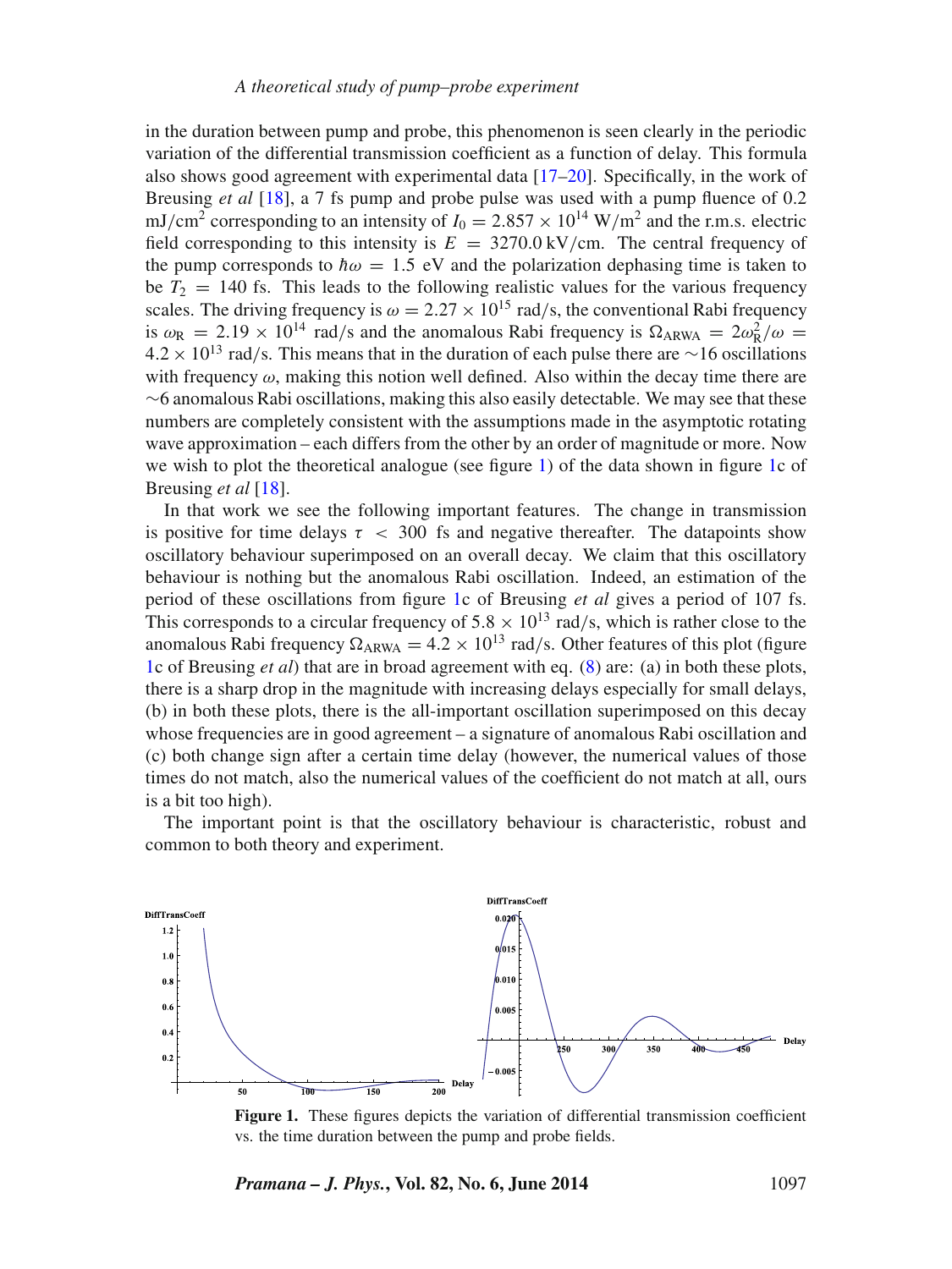in the duration between pump and probe, this phenomenon is seen clearly in the periodic variation of the differential transmission coefficient as a function of delay. This formula also shows good agreement with experimental data [17–20]. Specifically, in the work of Breusing *et al* [18], a 7 fs pump and probe pulse was used with a pump fluence of 0.2 mJ/cm$^2$ corresponding to an intensity of $I_0 = 2.857 \times 10^{14}$ W/m$^2$ and the r.m.s. electric field corresponding to this intensity is $E = 3270.0$ kV/cm. The central frequency of the pump corresponds to $\hbar\omega = 1.5$ eV and the polarization dephasing time is taken to be $T_2 = 140$ fs. This leads to the following realistic values for the various frequency scales. The driving frequency is $\omega = 2.27 \times 10^{15}$ rad/s, the conventional Rabi frequency is $\omega_R = 2.19 \times 10^{14}$ rad/s and the anomalous Rabi frequency is $\Omega_{ARWA} = 2\omega_R^2/\omega = 4.2 \times 10^{13}$ rad/s. This means that in the duration of each pulse there are $\sim$16 oscillations with frequency $\omega$, making this notion well defined. Also within the decay time there are $\sim$6 anomalous Rabi oscillations, making this also easily detectable. We may see that these numbers are completely consistent with the assumptions made in the asymptotic rotating wave approximation – each differs from the other by an order of magnitude or more. Now we wish to plot the theoretical analogue (see figure 1) of the data shown in figure 1c of Breusing *et al* [18].

In that work we see the following important features. The change in transmission is positive for time delays $\tau < 300$ fs and negative thereafter. The datapoints show oscillatory behaviour superimposed on an overall decay. We claim that this oscillatory behaviour is nothing but the anomalous Rabi oscillation. Indeed, an estimation of the period of these oscillations from figure 1c of Breusing *et al* gives a period of 107 fs. This corresponds to a circular frequency of $5.8 \times 10^{13}$ rad/s, which is rather close to the anomalous Rabi frequency $\Omega_{ARWA} = 4.2 \times 10^{13}$ rad/s. Other features of this plot (figure 1c of Breusing *et al*) that are in broad agreement with eq. (8) are: (a) in both these plots, there is a sharp drop in the magnitude with increasing delays especially for small delays, (b) in both these plots, there is the all-important oscillation superimposed on this decay whose frequencies are in good agreement – a signature of anomalous Rabi oscillation and (c) both change sign after a certain time delay (however, the numerical values of those times do not match, also the numerical values of the coefficient do not match at all, ours is a bit too high).

The important point is that the oscillatory behaviour is characteristic, robust and common to both theory and experiment.

**Figure 1.** These figures depicts the variation of differential transmission coefficient vs. the time duration between the pump and probe fields.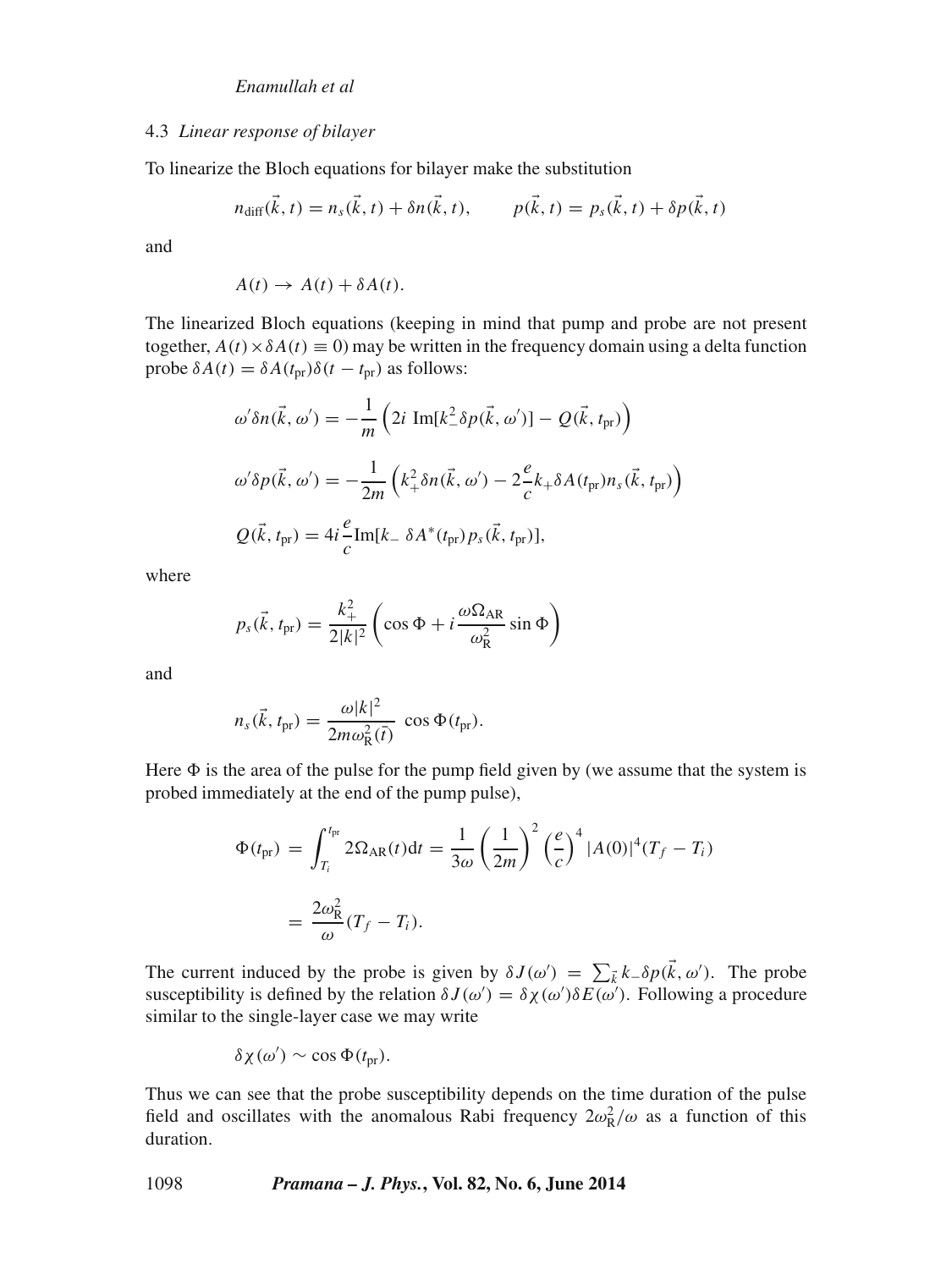### 4.3 *Linear response of bilayer*

To linearize the Bloch equations for bilayer make the substitution

$$n_{\text{diff}}(\vec{k}, t) = n_s(\vec{k}, t) + \delta n(\vec{k}, t), \qquad p(\vec{k}, t) = p_s(\vec{k}, t) + \delta p(\vec{k}, t)$$

and

$$A(t) \rightarrow A(t) + \delta A(t).$$

The linearized Bloch equations (keeping in mind that pump and probe are not present together, $A(t) \times \delta A(t) \equiv 0$) may be written in the frequency domain using a delta function probe $\delta A(t) = \delta A(t_{\text{pr}})\delta(t - t_{\text{pr}})$ as follows:

$$\omega' \delta n(\vec{k}, \omega') = -\frac{1}{m}\left(2i \ \text{Im}[k_-^2 \delta p(\vec{k}, \omega')] - Q(\vec{k}, t_{\text{pr}})\right)$$

$$\omega' \delta p(\vec{k}, \omega') = -\frac{1}{2m}\left(k_+^2 \delta n(\vec{k}, \omega') - 2\frac{e}{c} k_+ \delta A(t_{\text{pr}}) n_s(\vec{k}, t_{\text{pr}})\right)$$

$$Q(\vec{k}, t_{\text{pr}}) = 4i\frac{e}{c}\text{Im}[k_- \ \delta A^*(t_{\text{pr}}) p_s(\vec{k}, t_{\text{pr}})],$$

where

$$p_s(\vec{k}, t_{\text{pr}}) = \frac{k_+^2}{2|k|^2}\left(\cos\Phi + i\frac{\omega\Omega_{\text{AR}}}{\omega_{\text{R}}^2}\sin\Phi\right)$$

and

$$n_s(\vec{k}, t_{\text{pr}}) = \frac{\omega|k|^2}{2m\omega_{\text{R}}^2(\bar{t})} \ \cos\Phi(t_{\text{pr}}).$$

Here $\Phi$ is the area of the pulse for the pump field given by (we assume that the system is probed immediately at the end of the pump pulse),

$$\Phi(t_{\text{pr}}) = \int_{T_i}^{t_{\text{pr}}} 2\Omega_{\text{AR}}(t)\text{d}t = \frac{1}{3\omega}\left(\frac{1}{2m}\right)^2\left(\frac{e}{c}\right)^4 |A(0)|^4 (T_f - T_i)$$

$$= \frac{2\omega_{\text{R}}^2}{\omega}(T_f - T_i).$$

The current induced by the probe is given by $\delta J(\omega') = \sum_{\vec{k}} k_- \delta p(\vec{k}, \omega')$. The probe susceptibility is defined by the relation $\delta J(\omega') = \delta\chi(\omega')\delta E(\omega')$. Following a procedure similar to the single-layer case we may write

$$\delta\chi(\omega') \sim \cos\Phi(t_{\text{pr}}).$$

Thus we can see that the probe susceptibility depends on the time duration of the pulse field and oscillates with the anomalous Rabi frequency $2\omega_{\text{R}}^2/\omega$ as a function of this duration.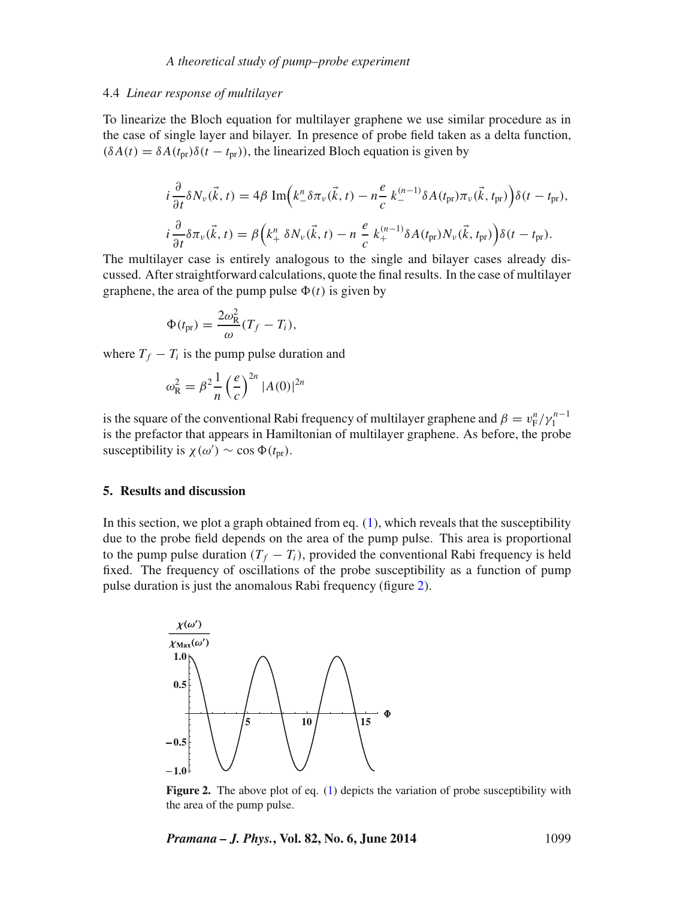### 4.4 *Linear response of multilayer*

To linearize the Bloch equation for multilayer graphene we use similar procedure as in the case of single layer and bilayer. In presence of probe field taken as a delta function, $(\delta A(t) = \delta A(t_{\rm pr})\delta(t - t_{\rm pr}))$, the linearized Bloch equation is given by

$$i\frac{\partial}{\partial t}\delta N_\nu(\vec{k}, t) = 4\beta\ \mathrm{Im}\Big(k_-^n\,\delta\pi_\nu(\vec{k}, t) - n\frac{e}{c}\ k_-^{(n-1)}\delta A(t_{\rm pr})\pi_\nu(\vec{k}, t_{\rm pr})\Big)\delta(t - t_{\rm pr}),$$

$$i\frac{\partial}{\partial t}\delta\pi_\nu(\vec{k}, t) = \beta\Big(k_+^n\ \delta N_\nu(\vec{k}, t) - n\ \frac{e}{c}\ k_+^{(n-1)}\delta A(t_{\rm pr})N_\nu(\vec{k}, t_{\rm pr})\Big)\delta(t - t_{\rm pr}).$$

The multilayer case is entirely analogous to the single and bilayer cases already discussed. After straightforward calculations, quote the final results. In the case of multilayer graphene, the area of the pump pulse $\Phi(t)$ is given by

$$\Phi(t_{\rm pr}) = \frac{2\omega_{\rm R}^2}{\omega}(T_f - T_i),$$

where $T_f - T_i$ is the pump pulse duration and

$$\omega_{\rm R}^2 = \beta^2\frac{1}{n}\left(\frac{e}{c}\right)^{2n}|A(0)|^{2n}$$

is the square of the conventional Rabi frequency of multilayer graphene and $\beta = v_{\rm F}^n/\gamma_1^{n-1}$ is the prefactor that appears in Hamiltonian of multilayer graphene. As before, the probe susceptibility is $\chi(\omega') \sim \cos\Phi(t_{\rm pr})$.

## 5. Results and discussion

In this section, we plot a graph obtained from eq. (1), which reveals that the susceptibility due to the probe field depends on the area of the pump pulse. This area is proportional to the pump pulse duration $(T_f - T_i)$, provided the conventional Rabi frequency is held fixed. The frequency of oscillations of the probe susceptibility as a function of pump pulse duration is just the anomalous Rabi frequency (figure 2).

**Figure 2.** The above plot of eq. (1) depicts the variation of probe susceptibility with the area of the pump pulse.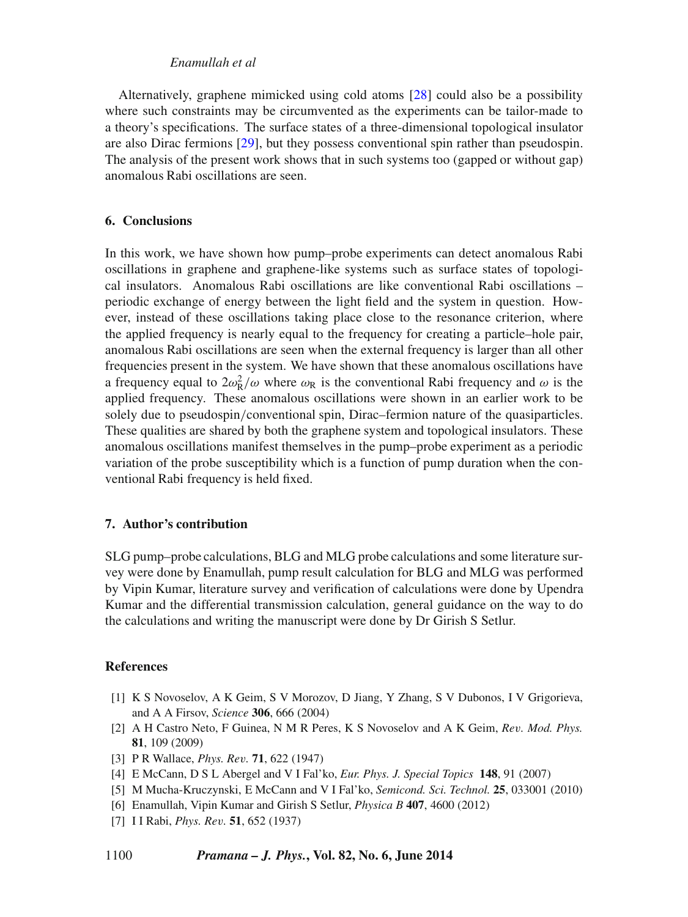Alternatively, graphene mimicked using cold atoms [28] could also be a possibility where such constraints may be circumvented as the experiments can be tailor-made to a theory's specifications. The surface states of a three-dimensional topological insulator are also Dirac fermions [29], but they possess conventional spin rather than pseudospin. The analysis of the present work shows that in such systems too (gapped or without gap) anomalous Rabi oscillations are seen.

## 6. Conclusions

In this work, we have shown how pump–probe experiments can detect anomalous Rabi oscillations in graphene and graphene-like systems such as surface states of topological insulators. Anomalous Rabi oscillations are like conventional Rabi oscillations – periodic exchange of energy between the light field and the system in question. However, instead of these oscillations taking place close to the resonance criterion, where the applied frequency is nearly equal to the frequency for creating a particle–hole pair, anomalous Rabi oscillations are seen when the external frequency is larger than all other frequencies present in the system. We have shown that these anomalous oscillations have a frequency equal to $2\omega_R^2/\omega$ where $\omega_R$ is the conventional Rabi frequency and $\omega$ is the applied frequency. These anomalous oscillations were shown in an earlier work to be solely due to pseudospin/conventional spin, Dirac–fermion nature of the quasiparticles. These qualities are shared by both the graphene system and topological insulators. These anomalous oscillations manifest themselves in the pump–probe experiment as a periodic variation of the probe susceptibility which is a function of pump duration when the conventional Rabi frequency is held fixed.

## 7. Author's contribution

SLG pump–probe calculations, BLG and MLG probe calculations and some literature survey were done by Enamullah, pump result calculation for BLG and MLG was performed by Vipin Kumar, literature survey and verification of calculations were done by Upendra Kumar and the differential transmission calculation, general guidance on the way to do the calculations and writing the manuscript were done by Dr Girish S Setlur.

## References

[1] K S Novoselov, A K Geim, S V Morozov, D Jiang, Y Zhang, S V Dubonos, I V Grigorieva, and A A Firsov, *Science* **306**, 666 (2004)

[2] A H Castro Neto, F Guinea, N M R Peres, K S Novoselov and A K Geim, *Rev. Mod. Phys.* **81**, 109 (2009)

[3] P R Wallace, *Phys. Rev.* **71**, 622 (1947)

[4] E McCann, D S L Abergel and V I Fal'ko, *Eur. Phys. J. Special Topics* **148**, 91 (2007)

[5] M Mucha-Kruczynski, E McCann and V I Fal'ko, *Semicond. Sci. Technol.* **25**, 033001 (2010)

[6] Enamullah, Vipin Kumar and Girish S Setlur, *Physica B* **407**, 4600 (2012)

[7] I I Rabi, *Phys. Rev.* **51**, 652 (1937)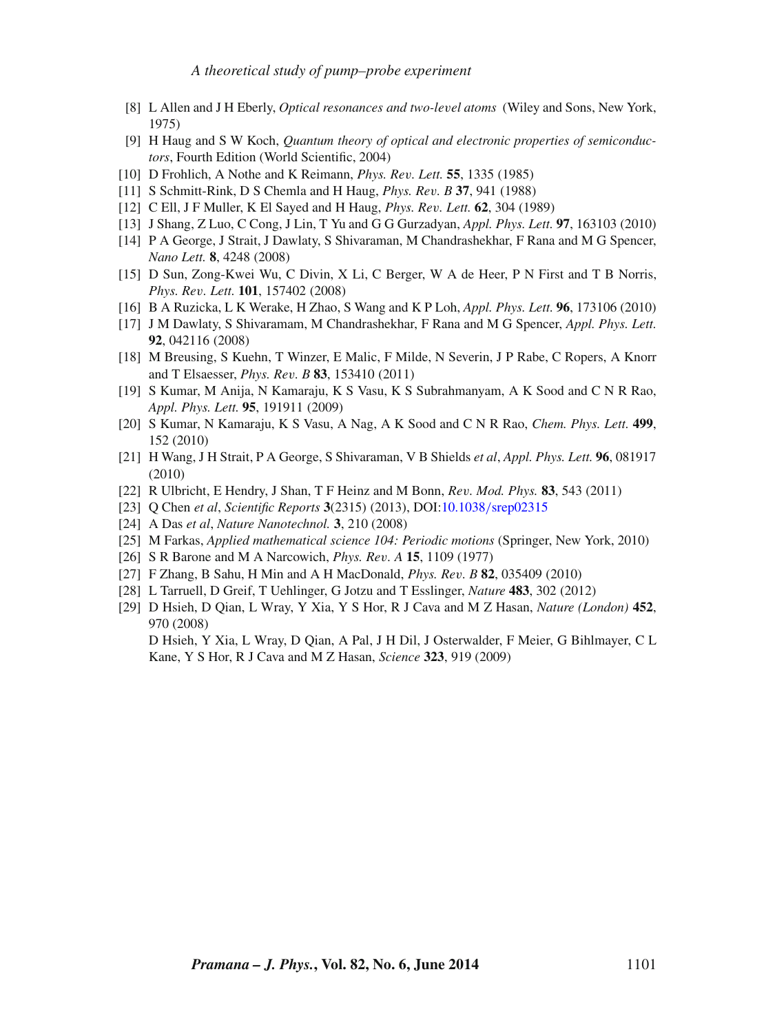[8] L Allen and J H Eberly, *Optical resonances and two-level atoms* (Wiley and Sons, New York, 1975)

[9] H Haug and S W Koch, *Quantum theory of optical and electronic properties of semiconductors*, Fourth Edition (World Scientific, 2004)

[10] D Frohlich, A Nothe and K Reimann, *Phys. Rev. Lett.* **55**, 1335 (1985)

[11] S Schmitt-Rink, D S Chemla and H Haug, *Phys. Rev. B* **37**, 941 (1988)

[12] C Ell, J F Muller, K El Sayed and H Haug, *Phys. Rev. Lett.* **62**, 304 (1989)

[13] J Shang, Z Luo, C Cong, J Lin, T Yu and G G Gurzadyan, *Appl. Phys. Lett.* **97**, 163103 (2010)

[14] P A George, J Strait, J Dawlaty, S Shivaraman, M Chandrashekhar, F Rana and M G Spencer, *Nano Lett.* **8**, 4248 (2008)

[15] D Sun, Zong-Kwei Wu, C Divin, X Li, C Berger, W A de Heer, P N First and T B Norris, *Phys. Rev. Lett.* **101**, 157402 (2008)

[16] B A Ruzicka, L K Werake, H Zhao, S Wang and K P Loh, *Appl. Phys. Lett.* **96**, 173106 (2010)

[17] J M Dawlaty, S Shivaramam, M Chandrashekhar, F Rana and M G Spencer, *Appl. Phys. Lett.* **92**, 042116 (2008)

[18] M Breusing, S Kuehn, T Winzer, E Malic, F Milde, N Severin, J P Rabe, C Ropers, A Knorr and T Elsaesser, *Phys. Rev. B* **83**, 153410 (2011)

[19] S Kumar, M Anija, N Kamaraju, K S Vasu, K S Subrahmanyam, A K Sood and C N R Rao, *Appl. Phys. Lett.* **95**, 191911 (2009)

[20] S Kumar, N Kamaraju, K S Vasu, A Nag, A K Sood and C N R Rao, *Chem. Phys. Lett.* **499**, 152 (2010)

[21] H Wang, J H Strait, P A George, S Shivaraman, V B Shields *et al*, *Appl. Phys. Lett.* **96**, 081917 (2010)

[22] R Ulbricht, E Hendry, J Shan, T F Heinz and M Bonn, *Rev. Mod. Phys.* **83**, 543 (2011)

[23] Q Chen *et al*, *Scientific Reports* **3**(2315) (2013), DOI:10.1038/srep02315

[24] A Das *et al*, *Nature Nanotechnol.* **3**, 210 (2008)

[25] M Farkas, *Applied mathematical science 104: Periodic motions* (Springer, New York, 2010)

[26] S R Barone and M A Narcowich, *Phys. Rev. A* **15**, 1109 (1977)

[27] F Zhang, B Sahu, H Min and A H MacDonald, *Phys. Rev. B* **82**, 035409 (2010)

[28] L Tarruell, D Greif, T Uehlinger, G Jotzu and T Esslinger, *Nature* **483**, 302 (2012)

[29] D Hsieh, D Qian, L Wray, Y Xia, Y S Hor, R J Cava and M Z Hasan, *Nature (London)* **452**, 970 (2008)
D Hsieh, Y Xia, L Wray, D Qian, A Pal, J H Dil, J Osterwalder, F Meier, G Bihlmayer, C L Kane, Y S Hor, R J Cava and M Z Hasan, *Science* **323**, 919 (2009)